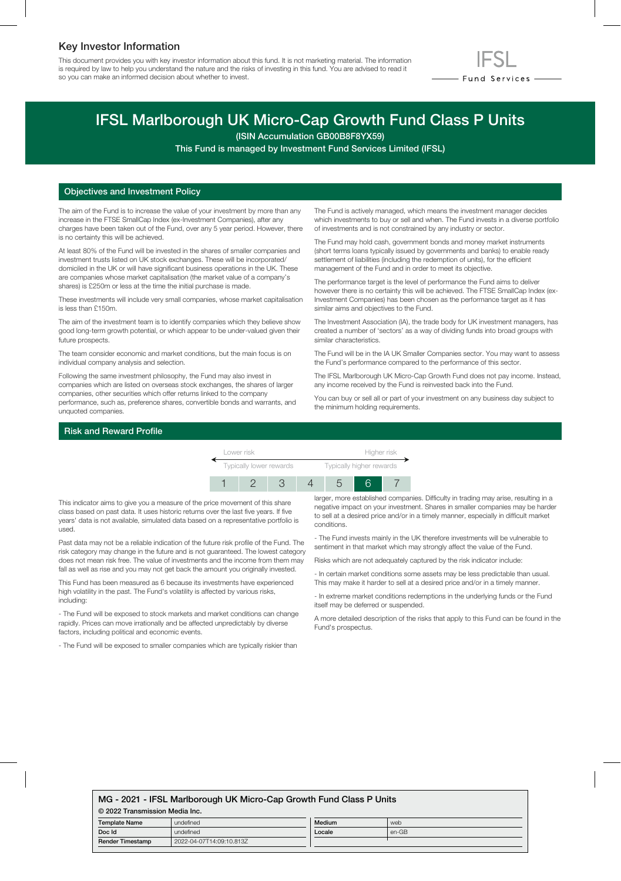## Key Investor Information

This document provides you with key investor information about this fund. It is not marketing material. The information is required by law to help you understand the nature and the risks of investing in this fund. You are advised to read it so you can make an informed decision about whether to invest.

IFSL Fund Services

# IFSL Marlborough UK Micro-Cap Growth Fund Class P Units

**(ISIN Accumulation GB00B8F8YX59)**

**This Fund is managed by Investment Fund Services Limited (IFSL)**

## Objectives and Investment Policy

The aim of the Fund is to increase the value of your investment by more than any increase in the FTSE SmallCap Index (ex-Investment Companies), after any charges have been taken out of the Fund, over any 5 year period. However, there is no certainty this will be achieved.

At least 80% of the Fund will be invested in the shares of smaller companies and investment trusts listed on UK stock exchanges. These will be incorporated/ domiciled in the UK or will have significant business operations in the UK. These are companies whose market capitalisation (the market value of a company's shares) is £250m or less at the time the initial purchase is made.

These investments will include very small companies, whose market capitalisation is less than £150m.

The aim of the investment team is to identify companies which they believe show good long-term growth potential, or which appear to be under-valued given their future prospects.

The team consider economic and market conditions, but the main focus is on individual company analysis and selection.

Following the same investment philosophy, the Fund may also invest in companies which are listed on overseas stock exchanges, the shares of larger companies, other securities which offer returns linked to the company performance, such as, preference shares, convertible bonds and warrants, and unquoted companies.

The Fund is actively managed, which means the investment manager decides which investments to buy or sell and when. The Fund invests in a diverse portfolio of investments and is not constrained by any industry or sector.

The Fund may hold cash, government bonds and money market instruments (short terms loans typically issued by governments and banks) to enable ready settlement of liabilities (including the redemption of units), for the efficient management of the Fund and in order to meet its objective.

The performance target is the level of performance the Fund aims to deliver however there is no certainty this will be achieved. The FTSE SmallCap Index (ex-Investment Companies) has been chosen as the performance target as it has similar aims and objectives to the Fund.

The Investment Association (IA), the trade body for UK investment managers, has created a number of 'sectors' as a way of dividing funds into broad groups with similar characteristics.

The Fund will be in the IA UK Smaller Companies sector. You may want to assess the Fund's performance compared to the performance of this sector.

The IFSL Marlborough UK Micro-Cap Growth Fund does not pay income. Instead, any income received by the Fund is reinvested back into the Fund.

You can buy or sell all or part of your investment on any business day subject to the minimum holding requirements.

## Risk and Reward Profile

| Lower risk | | | | | | Higher risk |
|---|---|---|---|---|---|---|
| Typically lower rewards | | | | | | Typically higher rewards |
| 1 | 2 | 3 | 4 | 5 | **6** | 7 |

This indicator aims to give you a measure of the price movement of this share class based on past data. It uses historic returns over the last five years. If five years' data is not available, simulated data based on a representative portfolio is used.

Past data may not be a reliable indication of the future risk profile of the Fund. The risk category may change in the future and is not guaranteed. The lowest category does not mean risk free. The value of investments and the income from them may fall as well as rise and you may not get back the amount you originally invested.

This Fund has been measured as 6 because its investments have experienced high volatility in the past. The Fund's volatility is affected by various risks, including:

- The Fund will be exposed to stock markets and market conditions can change rapidly. Prices can move irrationally and be affected unpredictably by diverse factors, including political and economic events.
- The Fund will be exposed to smaller companies which are typically riskier than larger, more established companies. Difficulty in trading may arise, resulting in a negative impact on your investment. Shares in smaller companies may be harder to sell at a desired price and/or in a timely manner, especially in difficult market conditions.
- The Fund invests mainly in the UK therefore investments will be vulnerable to sentiment in that market which may strongly affect the value of the Fund.

Risks which are not adequately captured by the risk indicator include:

- In certain market conditions some assets may be less predictable than usual. This may make it harder to sell at a desired price and/or in a timely manner.
- In extreme market conditions redemptions in the underlying funds or the Fund itself may be deferred or suspended.

A more detailed description of the risks that apply to this Fund can be found in the Fund's prospectus.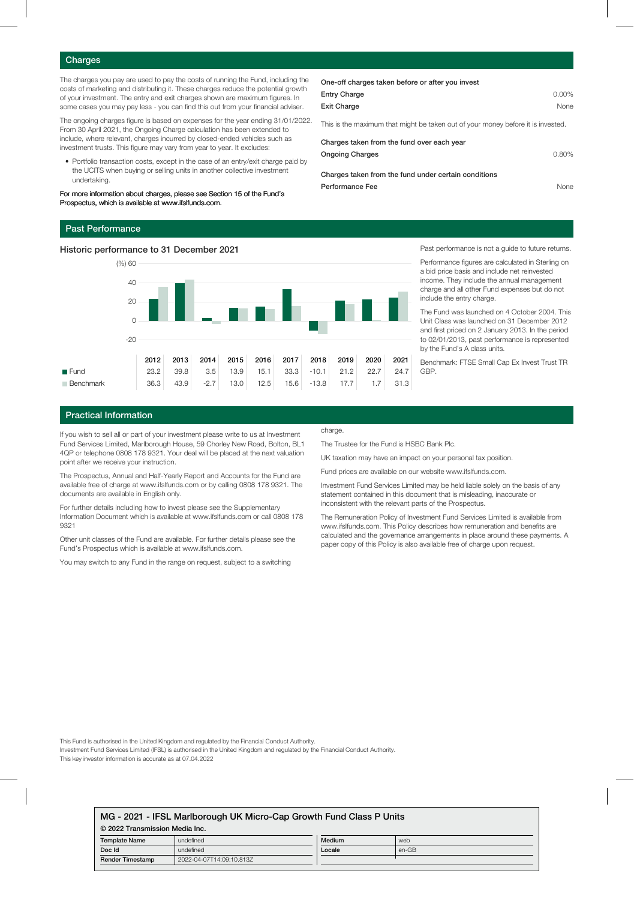## Charges

The charges you pay are used to pay the costs of running the Fund, including the costs of marketing and distributing it. These charges reduce the potential growth of your investment. The entry and exit charges shown are maximum figures. In some cases you may pay less - you can find this out from your financial adviser.

The ongoing charges figure is based on expenses for the year ending 31/01/2022. From 30 April 2021, the Ongoing Charge calculation has been extended to include, where relevant, charges incurred by closed-ended vehicles such as investment trusts. This figure may vary from year to year. It excludes:

- Portfolio transaction costs, except in the case of an entry/exit charge paid by the UCITS when buying or selling units in another collective investment undertaking.

**For more information about charges, please see Section 15 of the Fund's Prospectus, which is available at www.ifslfunds.com.**

| One-off charges taken before or after you invest | |
|---|---|
| **Entry Charge** | 0.00% |
| **Exit Charge** | None |

This is the maximum that might be taken out of your money before it is invested.

| Charges taken from the fund over each year | |
|---|---|
| **Ongoing Charges** | 0.80% |

| Charges taken from the fund under certain conditions | |
|---|---|
| **Performance Fee** | None |

## Past Performance

### Historic performance to 31 December 2021

(%) 60
40
20
0
-20

| | 2012 | 2013 | 2014 | 2015 | 2016 | 2017 | 2018 | 2019 | 2020 | 2021 |
|---|---|---|---|---|---|---|---|---|---|---|
| Fund | 23.2 | 39.8 | 3.5 | 13.9 | 15.1 | 33.3 | -10.1 | 21.2 | 22.7 | 24.7 |
| Benchmark | 36.3 | 43.9 | -2.7 | 13.0 | 12.5 | 15.6 | -13.8 | 17.7 | 1.7 | 31.3 |

Past performance is not a guide to future returns.

Performance figures are calculated in Sterling on a bid price basis and include net reinvested income. They include the annual management charge and all other Fund expenses but do not include the entry charge.

The Fund was launched on 4 October 2004. This Unit Class was launched on 31 December 2012 and first priced on 2 January 2013. In the period to 02/01/2013, past performance is represented by the Fund's A class units.

Benchmark: FTSE Small Cap Ex Invest Trust TR GBP.

## Practical Information

If you wish to sell all or part of your investment please write to us at Investment Fund Services Limited, Marlborough House, 59 Chorley New Road, Bolton, BL1 4QP or telephone 0808 178 9321. Your deal will be placed at the next valuation point after we receive your instruction.

The Prospectus, Annual and Half-Yearly Report and Accounts for the Fund are available free of charge at www.ifslfunds.com or by calling 0808 178 9321. The documents are available in English only.

For further details including how to invest please see the Supplementary Information Document which is available at www.ifslfunds.com or call 0808 178 9321

Other unit classes of the Fund are available. For further details please see the Fund's Prospectus which is available at www.ifslfunds.com.

You may switch to any Fund in the range on request, subject to a switching charge.

The Trustee for the Fund is HSBC Bank Plc.

UK taxation may have an impact on your personal tax position.

Fund prices are available on our website www.ifslfunds.com.

Investment Fund Services Limited may be held liable solely on the basis of any statement contained in this document that is misleading, inaccurate or inconsistent with the relevant parts of the Prospectus.

The Remuneration Policy of Investment Fund Services Limited is available from www.ifslfunds.com. This Policy describes how remuneration and benefits are calculated and the governance arrangements in place around these payments. A paper copy of this Policy is also available free of charge upon request.

This Fund is authorised in the United Kingdom and regulated by the Financial Conduct Authority.
Investment Fund Services Limited (IFSL) is authorised in the United Kingdom and regulated by the Financial Conduct Authority.
This key investor information is accurate as at 07.04.2022

**MG - 2021 - IFSL Marlborough UK Micro-Cap Growth Fund Class P Units**

**© 2022 Transmission Media Inc.**

| | | | |
|---|---|---|---|
| **Template Name** | undefined | **Medium** | web |
| **Doc Id** | undefined | **Locale** | en-GB |
| **Render Timestamp** | 2022-04-07T14:09:10.813Z | | |